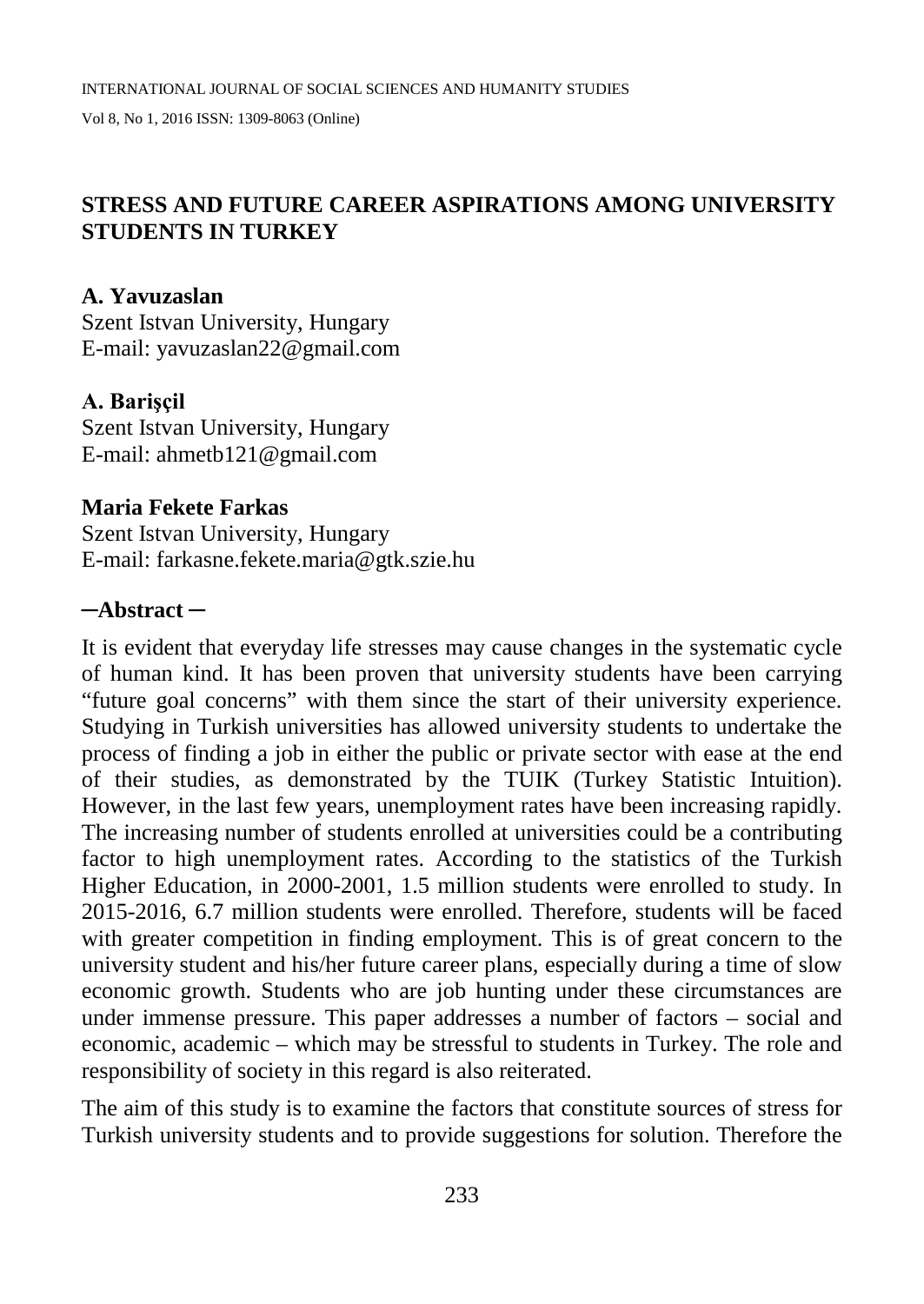# STRESS AND FUTURE CAREER ASPIRATIONS AMONG UNIVERSITY STUDENTS IN TURKEY

**A. Yavuzaslan**
Szent Istvan University, Hungary
E-mail: yavuzaslan22@gmail.com

**A. Barişçil**
Szent Istvan University, Hungary
E-mail: ahmetb121@gmail.com

**Maria Fekete Farkas**
Szent Istvan University, Hungary
E-mail: farkasne.fekete.maria@gtk.szie.hu

## ─Abstract ─

It is evident that everyday life stresses may cause changes in the systematic cycle of human kind. It has been proven that university students have been carrying "future goal concerns" with them since the start of their university experience. Studying in Turkish universities has allowed university students to undertake the process of finding a job in either the public or private sector with ease at the end of their studies, as demonstrated by the TUIK (Turkey Statistic Intuition). However, in the last few years, unemployment rates have been increasing rapidly. The increasing number of students enrolled at universities could be a contributing factor to high unemployment rates. According to the statistics of the Turkish Higher Education, in 2000-2001, 1.5 million students were enrolled to study. In 2015-2016, 6.7 million students were enrolled. Therefore, students will be faced with greater competition in finding employment. This is of great concern to the university student and his/her future career plans, especially during a time of slow economic growth. Students who are job hunting under these circumstances are under immense pressure. This paper addresses a number of factors – social and economic, academic – which may be stressful to students in Turkey. The role and responsibility of society in this regard is also reiterated.

The aim of this study is to examine the factors that constitute sources of stress for Turkish university students and to provide suggestions for solution. Therefore the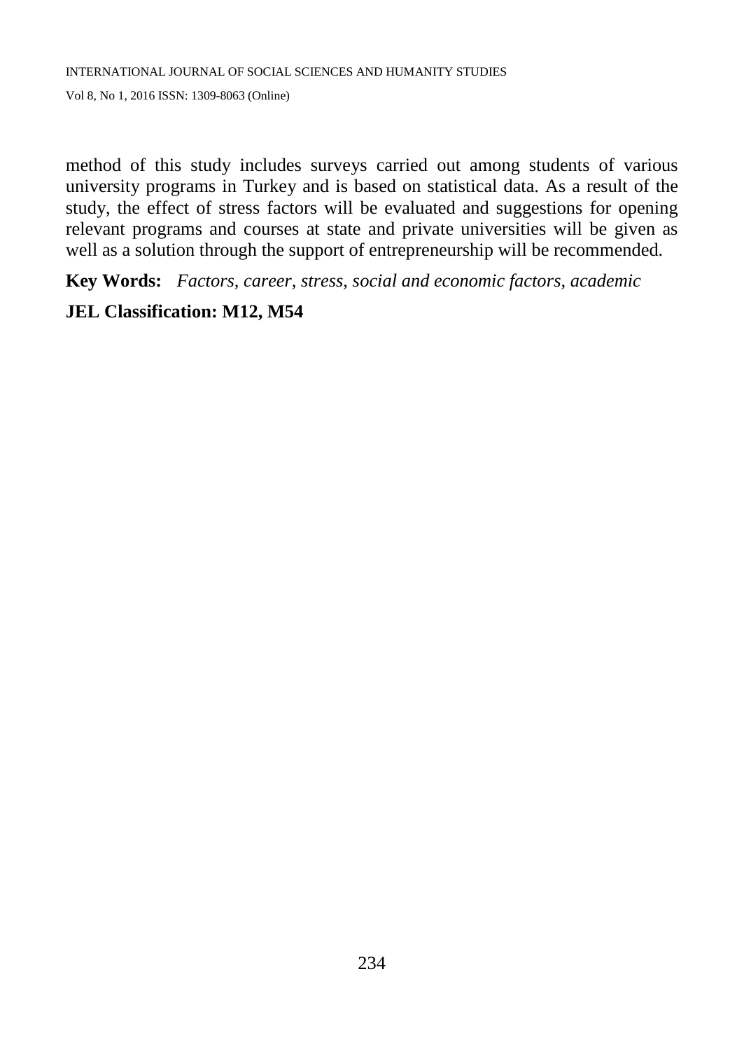method of this study includes surveys carried out among students of various university programs in Turkey and is based on statistical data. As a result of the study, the effect of stress factors will be evaluated and suggestions for opening relevant programs and courses at state and private universities will be given as well as a solution through the support of entrepreneurship will be recommended.

**Key Words:** *Factors, career, stress, social and economic factors, academic*

**JEL Classification: M12, M54**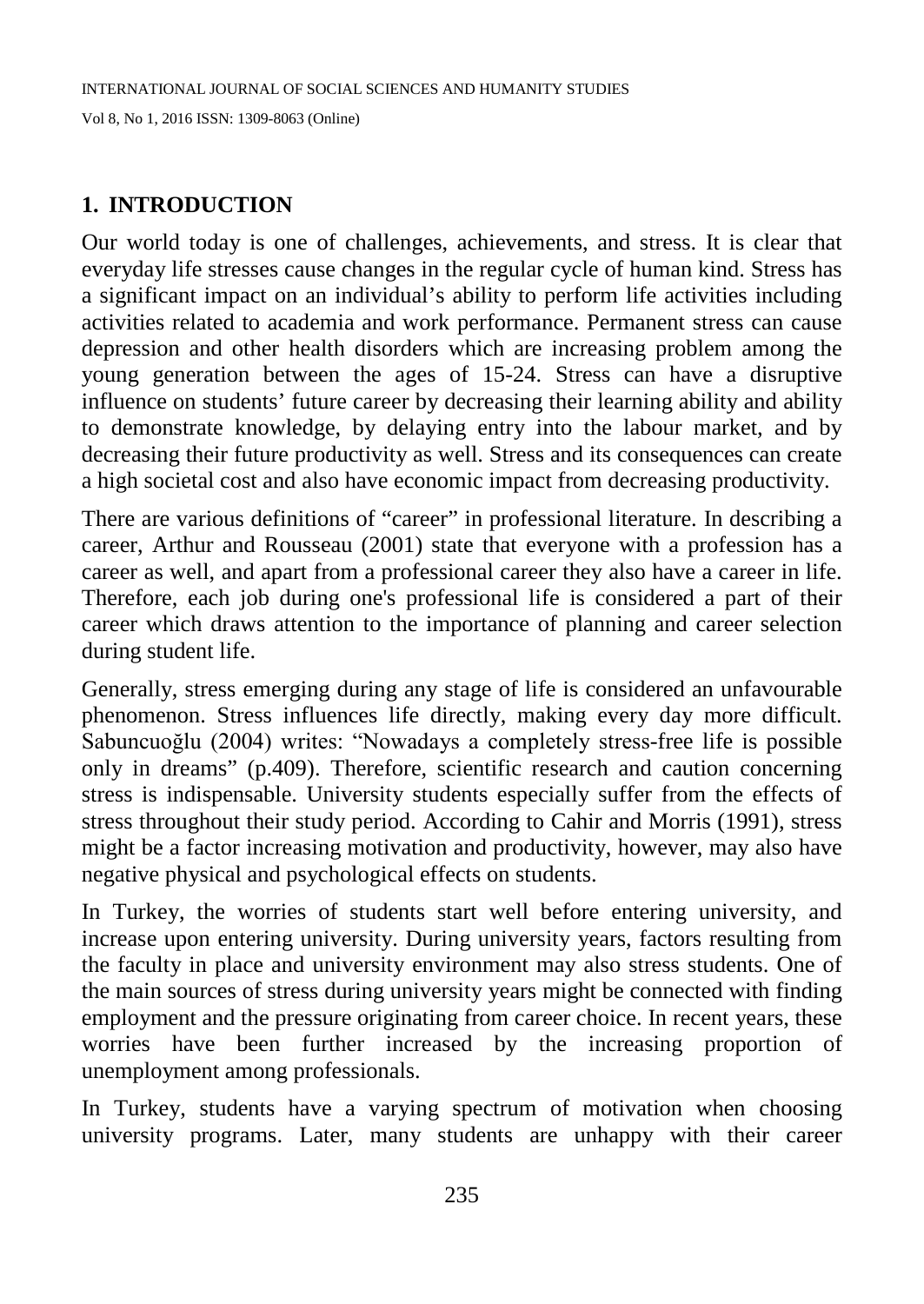## 1. INTRODUCTION

Our world today is one of challenges, achievements, and stress. It is clear that everyday life stresses cause changes in the regular cycle of human kind. Stress has a significant impact on an individual's ability to perform life activities including activities related to academia and work performance. Permanent stress can cause depression and other health disorders which are increasing problem among the young generation between the ages of 15-24. Stress can have a disruptive influence on students' future career by decreasing their learning ability and ability to demonstrate knowledge, by delaying entry into the labour market, and by decreasing their future productivity as well. Stress and its consequences can create a high societal cost and also have economic impact from decreasing productivity.

There are various definitions of "career" in professional literature. In describing a career, Arthur and Rousseau (2001) state that everyone with a profession has a career as well, and apart from a professional career they also have a career in life. Therefore, each job during one's professional life is considered a part of their career which draws attention to the importance of planning and career selection during student life.

Generally, stress emerging during any stage of life is considered an unfavourable phenomenon. Stress influences life directly, making every day more difficult. Sabuncuoğlu (2004) writes: "Nowadays a completely stress-free life is possible only in dreams" (p.409). Therefore, scientific research and caution concerning stress is indispensable. University students especially suffer from the effects of stress throughout their study period. According to Cahir and Morris (1991), stress might be a factor increasing motivation and productivity, however, may also have negative physical and psychological effects on students.

In Turkey, the worries of students start well before entering university, and increase upon entering university. During university years, factors resulting from the faculty in place and university environment may also stress students. One of the main sources of stress during university years might be connected with finding employment and the pressure originating from career choice. In recent years, these worries have been further increased by the increasing proportion of unemployment among professionals.

In Turkey, students have a varying spectrum of motivation when choosing university programs. Later, many students are unhappy with their career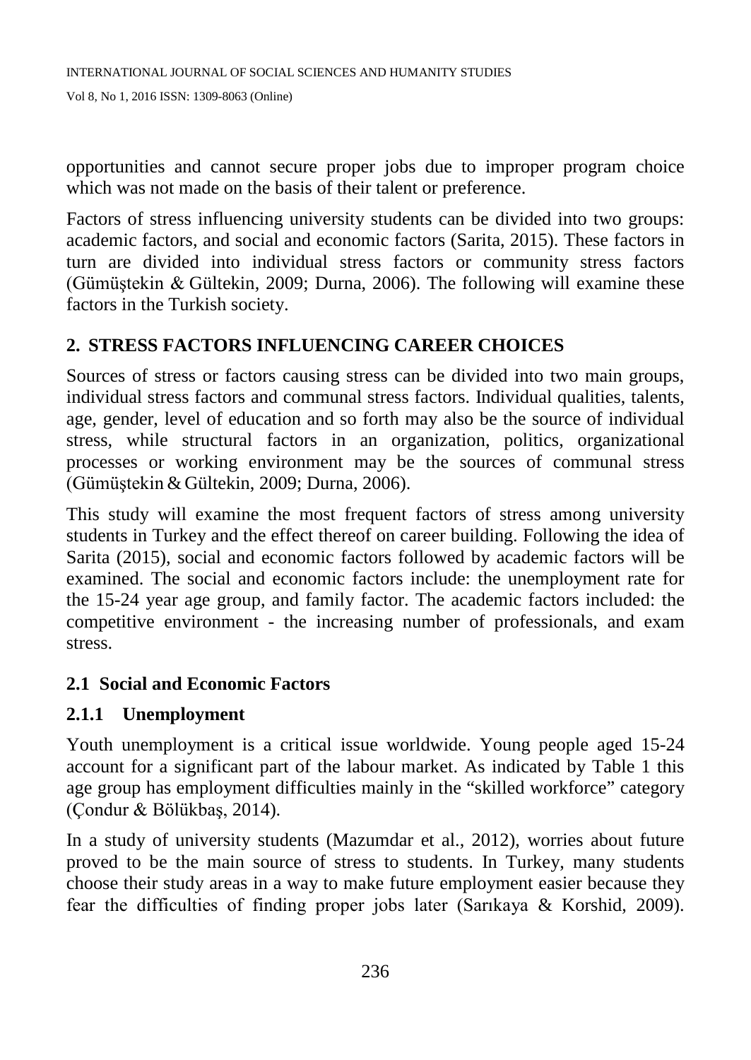opportunities and cannot secure proper jobs due to improper program choice which was not made on the basis of their talent or preference.

Factors of stress influencing university students can be divided into two groups: academic factors, and social and economic factors (Sarita, 2015). These factors in turn are divided into individual stress factors or community stress factors (Gümüştekin & Gültekin, 2009; Durna, 2006). The following will examine these factors in the Turkish society.

## 2. STRESS FACTORS INFLUENCING CAREER CHOICES

Sources of stress or factors causing stress can be divided into two main groups, individual stress factors and communal stress factors. Individual qualities, talents, age, gender, level of education and so forth may also be the source of individual stress, while structural factors in an organization, politics, organizational processes or working environment may be the sources of communal stress (Gümüştekin & Gültekin, 2009; Durna, 2006).

This study will examine the most frequent factors of stress among university students in Turkey and the effect thereof on career building. Following the idea of Sarita (2015), social and economic factors followed by academic factors will be examined. The social and economic factors include: the unemployment rate for the 15-24 year age group, and family factor. The academic factors included: the competitive environment - the increasing number of professionals, and exam stress.

### 2.1 Social and Economic Factors

#### 2.1.1 Unemployment

Youth unemployment is a critical issue worldwide. Young people aged 15-24 account for a significant part of the labour market. As indicated by Table 1 this age group has employment difficulties mainly in the "skilled workforce" category (Çondur & Bölükbaş, 2014).

In a study of university students (Mazumdar et al., 2012), worries about future proved to be the main source of stress to students. In Turkey, many students choose their study areas in a way to make future employment easier because they fear the difficulties of finding proper jobs later (Sarıkaya & Korshid, 2009).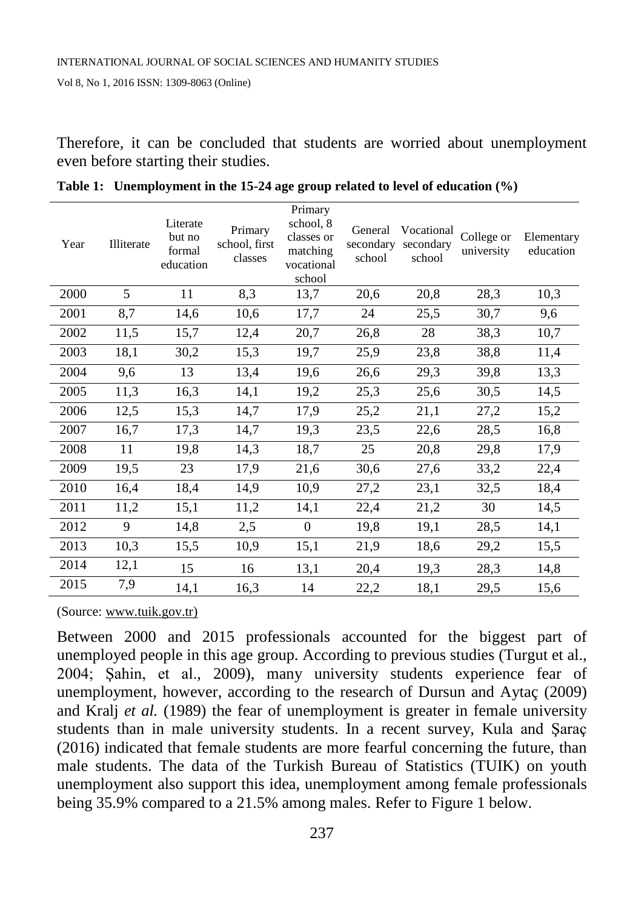Therefore, it can be concluded that students are worried about unemployment even before starting their studies.

**Table 1: Unemployment in the 15-24 age group related to level of education (%)**

| Year | Illiterate | Literate but no formal education | Primary school, first classes | Primary school, 8 classes or matching vocational school | General secondary school | Vocational secondary school | College or university | Elementary education |
|---|---|---|---|---|---|---|---|---|
| 2000 | 5 | 11 | 8,3 | 13,7 | 20,6 | 20,8 | 28,3 | 10,3 |
| 2001 | 8,7 | 14,6 | 10,6 | 17,7 | 24 | 25,5 | 30,7 | 9,6 |
| 2002 | 11,5 | 15,7 | 12,4 | 20,7 | 26,8 | 28 | 38,3 | 10,7 |
| 2003 | 18,1 | 30,2 | 15,3 | 19,7 | 25,9 | 23,8 | 38,8 | 11,4 |
| 2004 | 9,6 | 13 | 13,4 | 19,6 | 26,6 | 29,3 | 39,8 | 13,3 |
| 2005 | 11,3 | 16,3 | 14,1 | 19,2 | 25,3 | 25,6 | 30,5 | 14,5 |
| 2006 | 12,5 | 15,3 | 14,7 | 17,9 | 25,2 | 21,1 | 27,2 | 15,2 |
| 2007 | 16,7 | 17,3 | 14,7 | 19,3 | 23,5 | 22,6 | 28,5 | 16,8 |
| 2008 | 11 | 19,8 | 14,3 | 18,7 | 25 | 20,8 | 29,8 | 17,9 |
| 2009 | 19,5 | 23 | 17,9 | 21,6 | 30,6 | 27,6 | 33,2 | 22,4 |
| 2010 | 16,4 | 18,4 | 14,9 | 10,9 | 27,2 | 23,1 | 32,5 | 18,4 |
| 2011 | 11,2 | 15,1 | 11,2 | 14,1 | 22,4 | 21,2 | 30 | 14,5 |
| 2012 | 9 | 14,8 | 2,5 | 0 | 19,8 | 19,1 | 28,5 | 14,1 |
| 2013 | 10,3 | 15,5 | 10,9 | 15,1 | 21,9 | 18,6 | 29,2 | 15,5 |
| 2014 | 12,1 | 15 | 16 | 13,1 | 20,4 | 19,3 | 28,3 | 14,8 |
| 2015 | 7,9 | 14,1 | 16,3 | 14 | 22,2 | 18,1 | 29,5 | 15,6 |

(Source: www.tuik.gov.tr)

Between 2000 and 2015 professionals accounted for the biggest part of unemployed people in this age group. According to previous studies (Turgut et al., 2004; Şahin, et al., 2009), many university students experience fear of unemployment, however, according to the research of Dursun and Aytaç (2009) and Kralj *et al.* (1989) the fear of unemployment is greater in female university students than in male university students. In a recent survey, Kula and Şaraç (2016) indicated that female students are more fearful concerning the future, than male students. The data of the Turkish Bureau of Statistics (TUIK) on youth unemployment also support this idea, unemployment among female professionals being 35.9% compared to a 21.5% among males. Refer to Figure 1 below.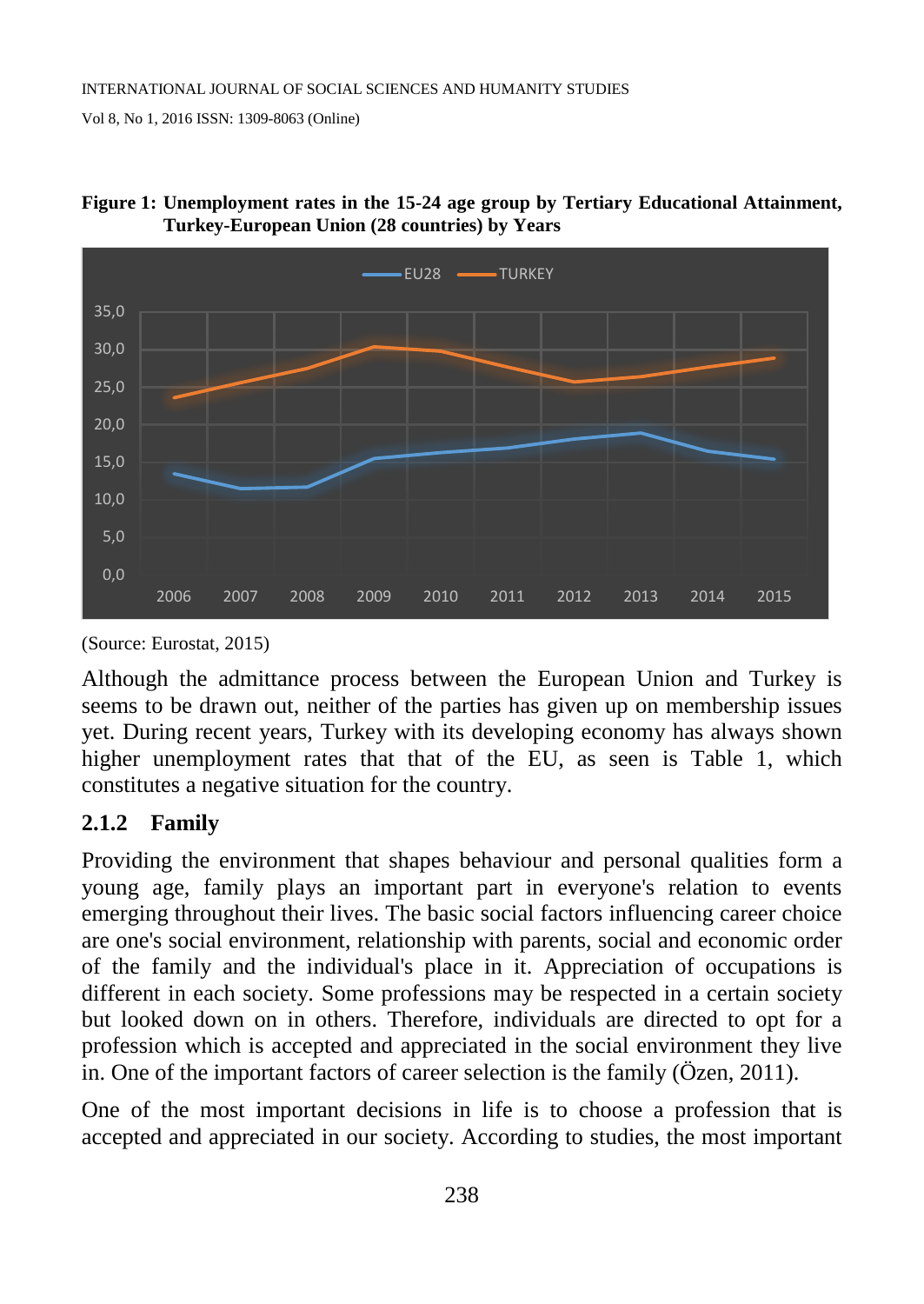**Figure 1: Unemployment rates in the 15-24 age group by Tertiary Educational Attainment, Turkey-European Union (28 countries) by Years**

EU28 TURKEY

35,0
30,0
25,0
20,0
15,0
10,0
5,0
0,0

2006 2007 2008 2009 2010 2011 2012 2013 2014 2015

(Source: Eurostat, 2015)

Although the admittance process between the European Union and Turkey is seems to be drawn out, neither of the parties has given up on membership issues yet. During recent years, Turkey with its developing economy has always shown higher unemployment rates that that of the EU, as seen is Table 1, which constitutes a negative situation for the country.

### 2.1.2 Family

Providing the environment that shapes behaviour and personal qualities form a young age, family plays an important part in everyone's relation to events emerging throughout their lives. The basic social factors influencing career choice are one's social environment, relationship with parents, social and economic order of the family and the individual's place in it. Appreciation of occupations is different in each society. Some professions may be respected in a certain society but looked down on in others. Therefore, individuals are directed to opt for a profession which is accepted and appreciated in the social environment they live in. One of the important factors of career selection is the family (Özen, 2011).

One of the most important decisions in life is to choose a profession that is accepted and appreciated in our society. According to studies, the most important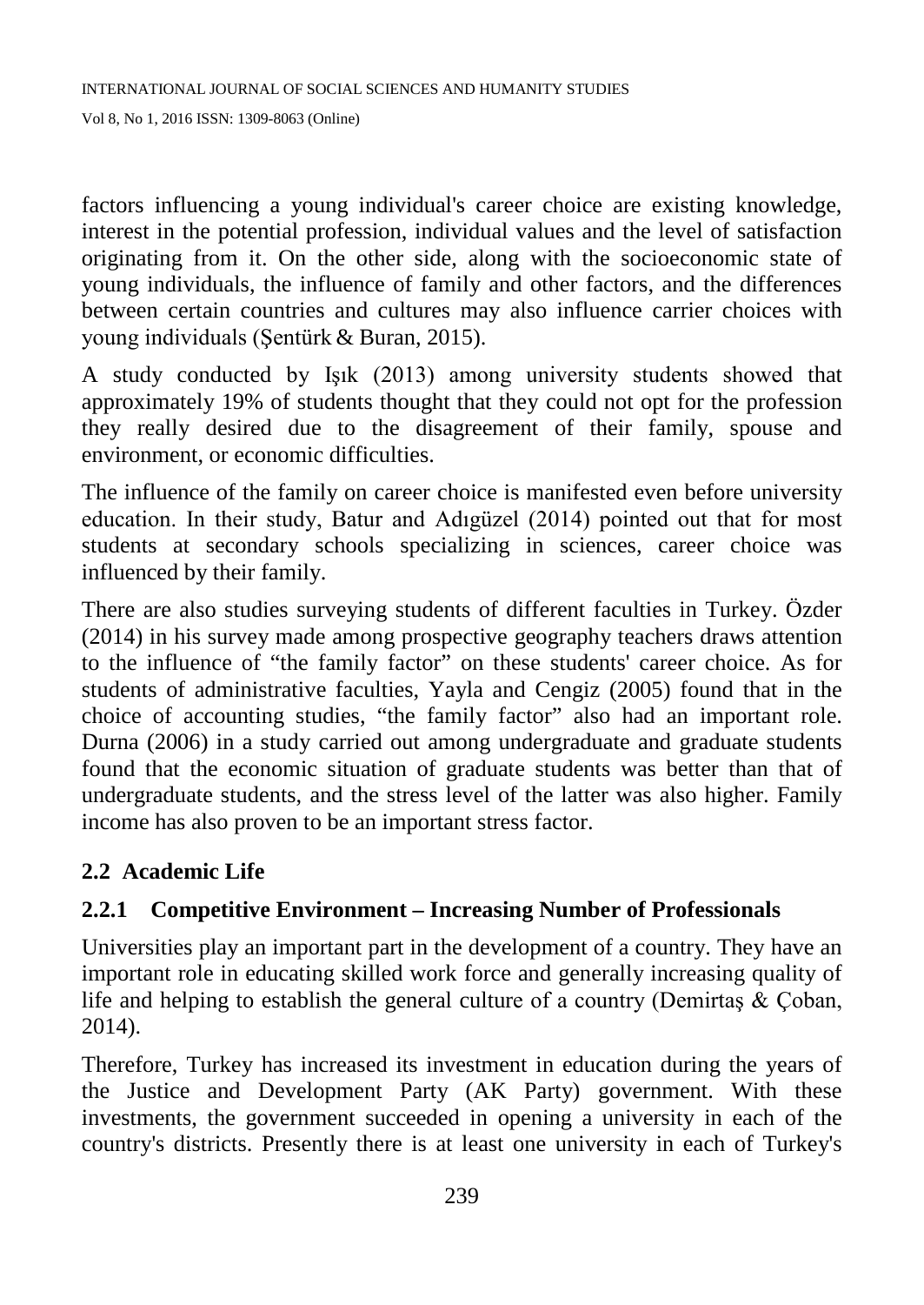factors influencing a young individual's career choice are existing knowledge, interest in the potential profession, individual values and the level of satisfaction originating from it. On the other side, along with the socioeconomic state of young individuals, the influence of family and other factors, and the differences between certain countries and cultures may also influence carrier choices with young individuals (Şentürk & Buran, 2015).

A study conducted by Işık (2013) among university students showed that approximately 19% of students thought that they could not opt for the profession they really desired due to the disagreement of their family, spouse and environment, or economic difficulties.

The influence of the family on career choice is manifested even before university education. In their study, Batur and Adıgüzel (2014) pointed out that for most students at secondary schools specializing in sciences, career choice was influenced by their family.

There are also studies surveying students of different faculties in Turkey. Özder (2014) in his survey made among prospective geography teachers draws attention to the influence of "the family factor" on these students' career choice. As for students of administrative faculties, Yayla and Cengiz (2005) found that in the choice of accounting studies, "the family factor" also had an important role. Durna (2006) in a study carried out among undergraduate and graduate students found that the economic situation of graduate students was better than that of undergraduate students, and the stress level of the latter was also higher. Family income has also proven to be an important stress factor.

## 2.2 Academic Life

### 2.2.1 Competitive Environment – Increasing Number of Professionals

Universities play an important part in the development of a country. They have an important role in educating skilled work force and generally increasing quality of life and helping to establish the general culture of a country (Demirtaş & Çoban, 2014).

Therefore, Turkey has increased its investment in education during the years of the Justice and Development Party (AK Party) government. With these investments, the government succeeded in opening a university in each of the country's districts. Presently there is at least one university in each of Turkey's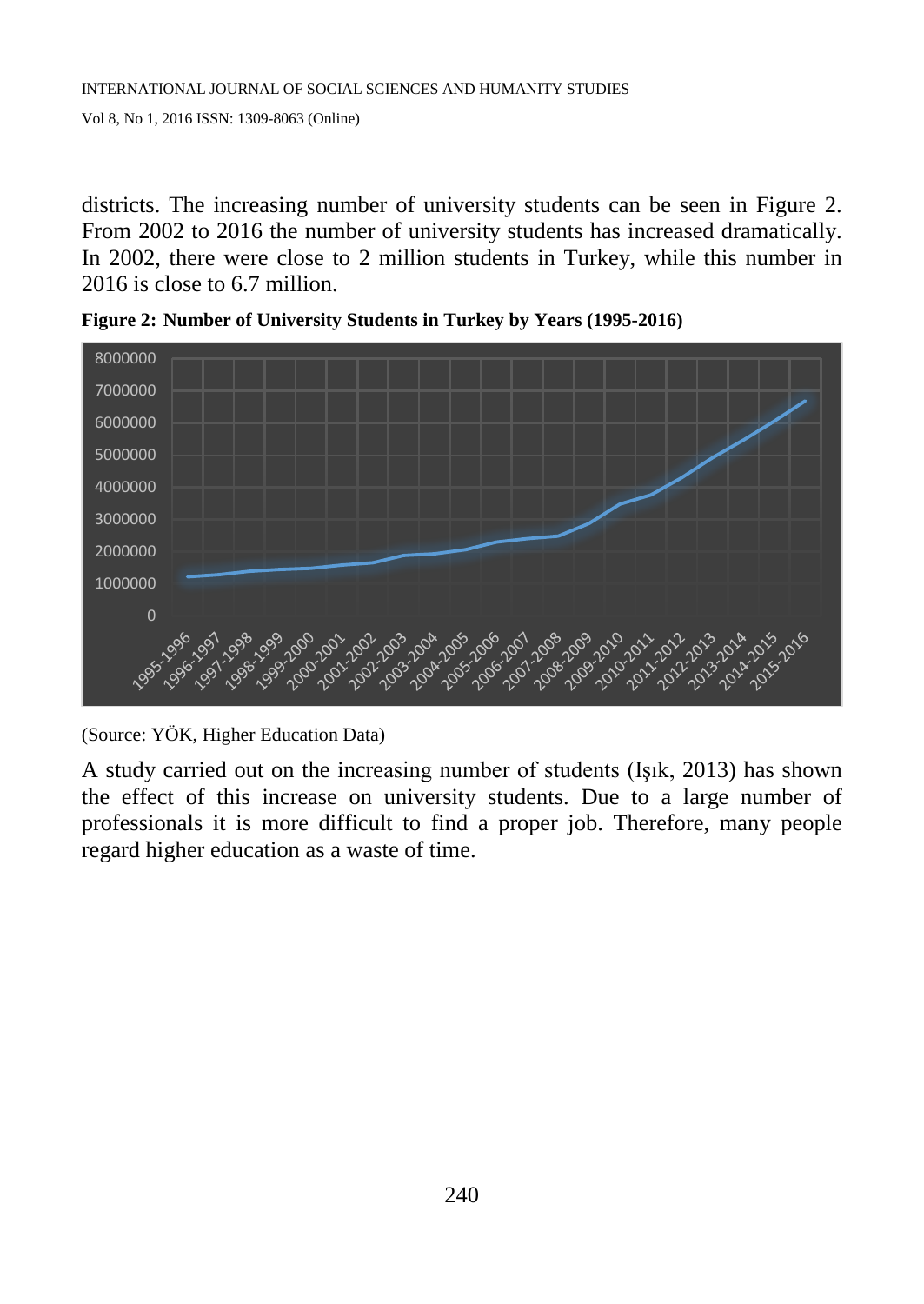districts. The increasing number of university students can be seen in Figure 2. From 2002 to 2016 the number of university students has increased dramatically. In 2002, there were close to 2 million students in Turkey, while this number in 2016 is close to 6.7 million.

**Figure 2: Number of University Students in Turkey by Years (1995-2016)**

8000000
7000000
6000000
5000000
4000000
3000000
2000000
1000000
0

1995-1996 1996-1997 1997-1998 1998-1999 1999-2000 2000-2001 2001-2002 2002-2003 2003-2004 2004-2005 2005-2006 2006-2007 2007-2008 2008-2009 2009-2010 2010-2011 2011-2012 2012-2013 2013-2014 2014-2015 2015-2016

(Source: YÖK, Higher Education Data)

A study carried out on the increasing number of students (Işık, 2013) has shown the effect of this increase on university students. Due to a large number of professionals it is more difficult to find a proper job. Therefore, many people regard higher education as a waste of time.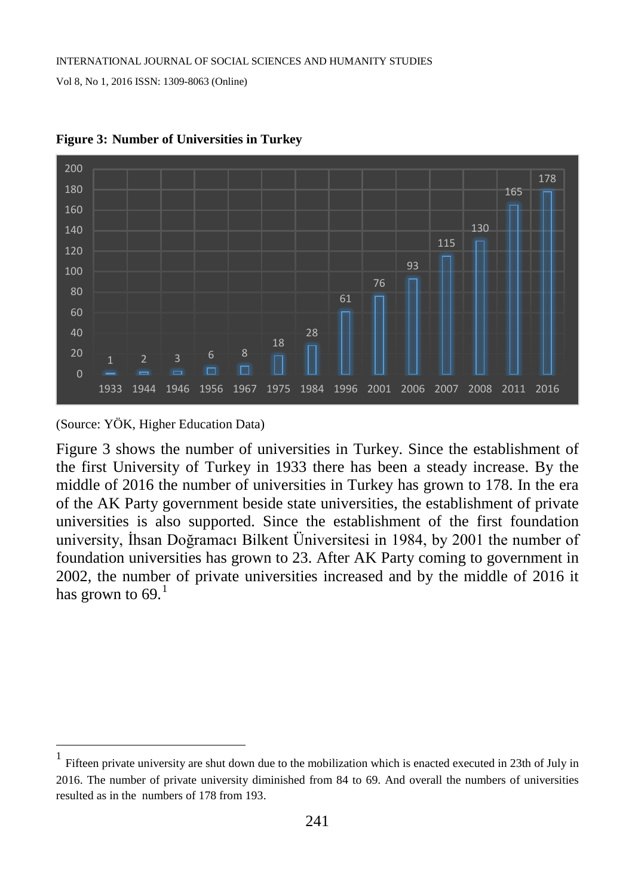**Figure 3: Number of Universities in Turkey**

200
180
160
140
120
100
80
60
40
20
0

1 2 3 6 8 18 28 61 76 93 115 130 165 178

1933 1944 1946 1956 1967 1975 1984 1996 2001 2006 2007 2008 2011 2016

(Source: YÖK, Higher Education Data)

Figure 3 shows the number of universities in Turkey. Since the establishment of the first University of Turkey in 1933 there has been a steady increase. By the middle of 2016 the number of universities in Turkey has grown to 178. In the era of the AK Party government beside state universities, the establishment of private universities is also supported. Since the establishment of the first foundation university, İhsan Doğramacı Bilkent Üniversitesi in 1984, by 2001 the number of foundation universities has grown to 23. After AK Party coming to government in 2002, the number of private universities increased and by the middle of 2016 it has grown to 69.[1]

---

[1] Fifteen private university are shut down due to the mobilization which is enacted executed in 23th of July in 2016. The number of private university diminished from 84 to 69. And overall the numbers of universities resulted as in the numbers of 178 from 193.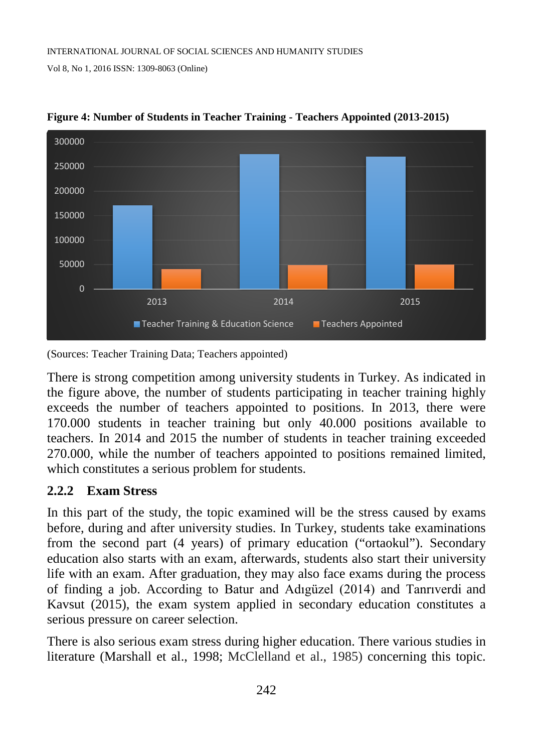**Figure 4: Number of Students in Teacher Training - Teachers Appointed (2013-2015)**

300000
250000
200000
150000
100000
50000
0

2013
2014
2015

Teacher Training & Education Science
Teachers Appointed

(Sources: Teacher Training Data; Teachers appointed)

There is strong competition among university students in Turkey. As indicated in the figure above, the number of students participating in teacher training highly exceeds the number of teachers appointed to positions. In 2013, there were 170.000 students in teacher training but only 40.000 positions available to teachers. In 2014 and 2015 the number of students in teacher training exceeded 270.000, while the number of teachers appointed to positions remained limited, which constitutes a serious problem for students.

### 2.2.2 Exam Stress

In this part of the study, the topic examined will be the stress caused by exams before, during and after university studies. In Turkey, students take examinations from the second part (4 years) of primary education ("ortaokul"). Secondary education also starts with an exam, afterwards, students also start their university life with an exam. After graduation, they may also face exams during the process of finding a job. According to Batur and Adıgüzel (2014) and Tanrıverdi and Kavsut (2015), the exam system applied in secondary education constitutes a serious pressure on career selection.

There is also serious exam stress during higher education. There various studies in literature (Marshall et al., 1998; McClelland et al., 1985) concerning this topic.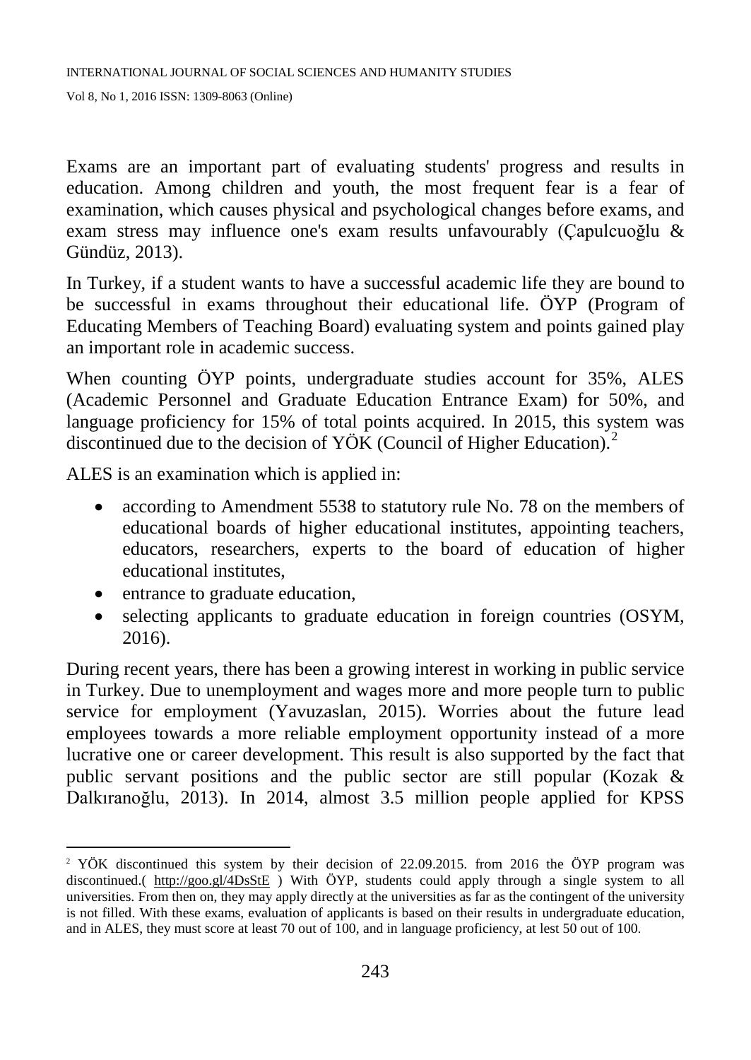Exams are an important part of evaluating students' progress and results in education. Among children and youth, the most frequent fear is a fear of examination, which causes physical and psychological changes before exams, and exam stress may influence one's exam results unfavourably (Çapulcuoğlu & Gündüz, 2013).

In Turkey, if a student wants to have a successful academic life they are bound to be successful in exams throughout their educational life. ÖYP (Program of Educating Members of Teaching Board) evaluating system and points gained play an important role in academic success.

When counting ÖYP points, undergraduate studies account for 35%, ALES (Academic Personnel and Graduate Education Entrance Exam) for 50%, and language proficiency for 15% of total points acquired. In 2015, this system was discontinued due to the decision of YÖK (Council of Higher Education).[2]

ALES is an examination which is applied in:

- according to Amendment 5538 to statutory rule No. 78 on the members of educational boards of higher educational institutes, appointing teachers, educators, researchers, experts to the board of education of higher educational institutes,
- entrance to graduate education,
- selecting applicants to graduate education in foreign countries (OSYM, 2016).

During recent years, there has been a growing interest in working in public service in Turkey. Due to unemployment and wages more and more people turn to public service for employment (Yavuzaslan, 2015). Worries about the future lead employees towards a more reliable employment opportunity instead of a more lucrative one or career development. This result is also supported by the fact that public servant positions and the public sector are still popular (Kozak & Dalkıranoğlu, 2013). In 2014, almost 3.5 million people applied for KPSS

---

[2] YÖK discontinued this system by their decision of 22.09.2015. from 2016 the ÖYP program was discontinued.( http://goo.gl/4DsStE ) With ÖYP, students could apply through a single system to all universities. From then on, they may apply directly at the universities as far as the contingent of the university is not filled. With these exams, evaluation of applicants is based on their results in undergraduate education, and in ALES, they must score at least 70 out of 100, and in language proficiency, at lest 50 out of 100.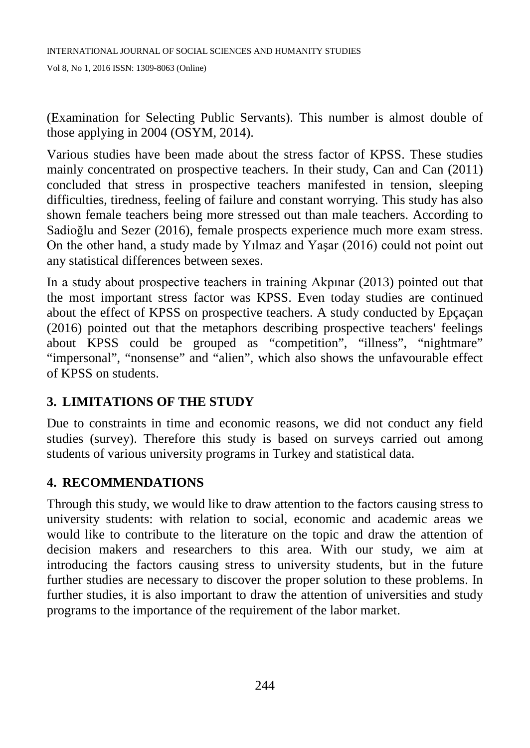(Examination for Selecting Public Servants). This number is almost double of those applying in 2004 (OSYM, 2014).

Various studies have been made about the stress factor of KPSS. These studies mainly concentrated on prospective teachers. In their study, Can and Can (2011) concluded that stress in prospective teachers manifested in tension, sleeping difficulties, tiredness, feeling of failure and constant worrying. This study has also shown female teachers being more stressed out than male teachers. According to Sadioğlu and Sezer (2016), female prospects experience much more exam stress. On the other hand, a study made by Yılmaz and Yaşar (2016) could not point out any statistical differences between sexes.

In a study about prospective teachers in training Akpınar (2013) pointed out that the most important stress factor was KPSS. Even today studies are continued about the effect of KPSS on prospective teachers. A study conducted by Epçaçan (2016) pointed out that the metaphors describing prospective teachers' feelings about KPSS could be grouped as “competition”, “illness”, “nightmare” “impersonal”, “nonsense” and “alien”, which also shows the unfavourable effect of KPSS on students.

## 3. LIMITATIONS OF THE STUDY

Due to constraints in time and economic reasons, we did not conduct any field studies (survey). Therefore this study is based on surveys carried out among students of various university programs in Turkey and statistical data.

## 4. RECOMMENDATIONS

Through this study, we would like to draw attention to the factors causing stress to university students: with relation to social, economic and academic areas we would like to contribute to the literature on the topic and draw the attention of decision makers and researchers to this area. With our study, we aim at introducing the factors causing stress to university students, but in the future further studies are necessary to discover the proper solution to these problems. In further studies, it is also important to draw the attention of universities and study programs to the importance of the requirement of the labor market.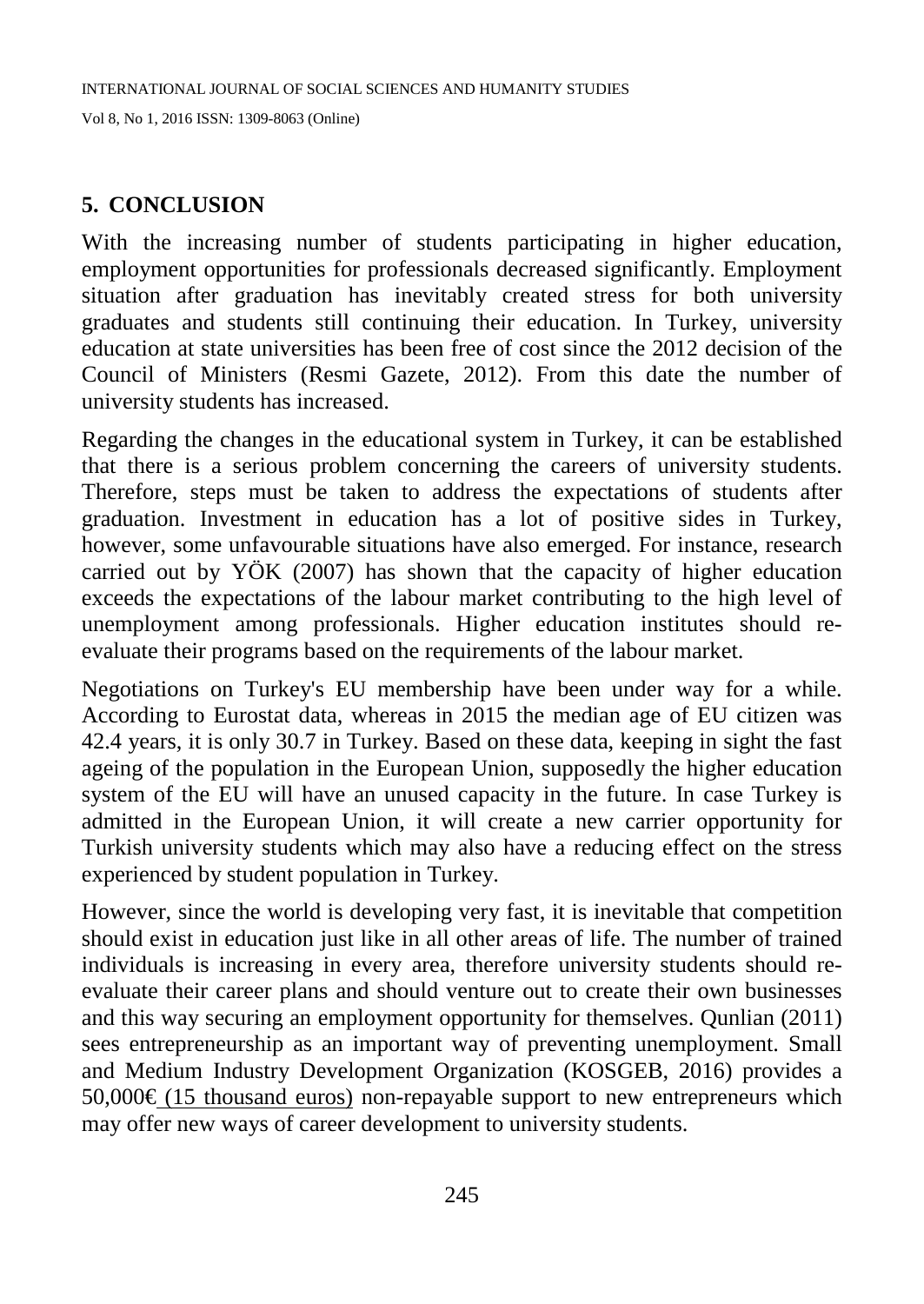## 5. CONCLUSION

With the increasing number of students participating in higher education, employment opportunities for professionals decreased significantly. Employment situation after graduation has inevitably created stress for both university graduates and students still continuing their education. In Turkey, university education at state universities has been free of cost since the 2012 decision of the Council of Ministers (Resmi Gazete, 2012). From this date the number of university students has increased.

Regarding the changes in the educational system in Turkey, it can be established that there is a serious problem concerning the careers of university students. Therefore, steps must be taken to address the expectations of students after graduation. Investment in education has a lot of positive sides in Turkey, however, some unfavourable situations have also emerged. For instance, research carried out by YÖK (2007) has shown that the capacity of higher education exceeds the expectations of the labour market contributing to the high level of unemployment among professionals. Higher education institutes should re-evaluate their programs based on the requirements of the labour market.

Negotiations on Turkey's EU membership have been under way for a while. According to Eurostat data, whereas in 2015 the median age of EU citizen was 42.4 years, it is only 30.7 in Turkey. Based on these data, keeping in sight the fast ageing of the population in the European Union, supposedly the higher education system of the EU will have an unused capacity in the future. In case Turkey is admitted in the European Union, it will create a new carrier opportunity for Turkish university students which may also have a reducing effect on the stress experienced by student population in Turkey.

However, since the world is developing very fast, it is inevitable that competition should exist in education just like in all other areas of life. The number of trained individuals is increasing in every area, therefore university students should re-evaluate their career plans and should venture out to create their own businesses and this way securing an employment opportunity for themselves. Qunlian (2011) sees entrepreneurship as an important way of preventing unemployment. Small and Medium Industry Development Organization (KOSGEB, 2016) provides a 50,000€ (15 thousand euros) non-repayable support to new entrepreneurs which may offer new ways of career development to university students.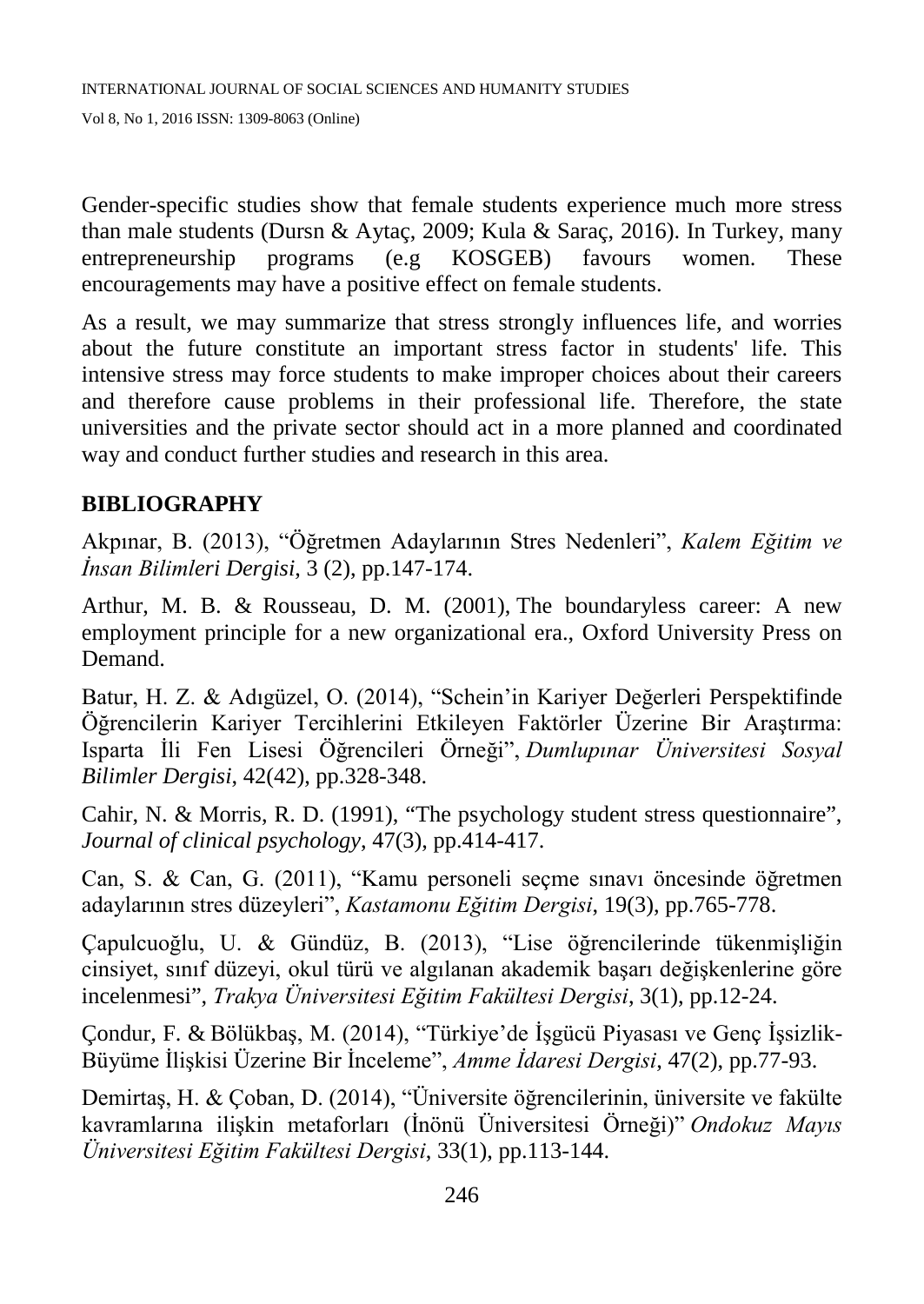Gender-specific studies show that female students experience much more stress than male students (Dursn & Aytaç, 2009; Kula & Saraç, 2016). In Turkey, many entrepreneurship programs (e.g KOSGEB) favours women. These encouragements may have a positive effect on female students.

As a result, we may summarize that stress strongly influences life, and worries about the future constitute an important stress factor in students' life. This intensive stress may force students to make improper choices about their careers and therefore cause problems in their professional life. Therefore, the state universities and the private sector should act in a more planned and coordinated way and conduct further studies and research in this area.

## BIBLIOGRAPHY

Akpınar, B. (2013), "Öğretmen Adaylarının Stres Nedenleri", *Kalem Eğitim ve İnsan Bilimleri Dergisi*, 3 (2), pp.147-174.

Arthur, M. B. & Rousseau, D. M. (2001), The boundaryless career: A new employment principle for a new organizational era., Oxford University Press on Demand.

Batur, H. Z. & Adıgüzel, O. (2014), "Schein'in Kariyer Değerleri Perspektifinde Öğrencilerin Kariyer Tercihlerini Etkileyen Faktörler Üzerine Bir Araştırma: Isparta İli Fen Lisesi Öğrencileri Örneği", *Dumlupınar Üniversitesi Sosyal Bilimler Dergisi*, 42(42), pp.328-348.

Cahir, N. & Morris, R. D. (1991), "The psychology student stress questionnaire", *Journal of clinical psychology*, 47(3), pp.414-417.

Can, S. & Can, G. (2011), "Kamu personeli seçme sınavı öncesinde öğretmen adaylarının stres düzeyleri", *Kastamonu Eğitim Dergisi*, 19(3), pp.765-778.

Çapulcuoğlu, U. & Gündüz, B. (2013), "Lise öğrencilerinde tükenmişliğin cinsiyet, sınıf düzeyi, okul türü ve algılanan akademik başarı değişkenlerine göre incelenmesi", *Trakya Üniversitesi Eğitim Fakültesi Dergisi*, 3(1), pp.12-24.

Çondur, F. & Bölükbaş, M. (2014), "Türkiye'de İşgücü Piyasası ve Genç İşsizlik-Büyüme İlişkisi Üzerine Bir İnceleme", *Amme İdaresi Dergisi*, 47(2), pp.77-93.

Demirtaş, H. & Çoban, D. (2014), "Üniversite öğrencilerinin, üniversite ve fakülte kavramlarına ilişkin metaforları (İnönü Üniversitesi Örneği)" *Ondokuz Mayıs Üniversitesi Eğitim Fakültesi Dergisi*, 33(1), pp.113-144.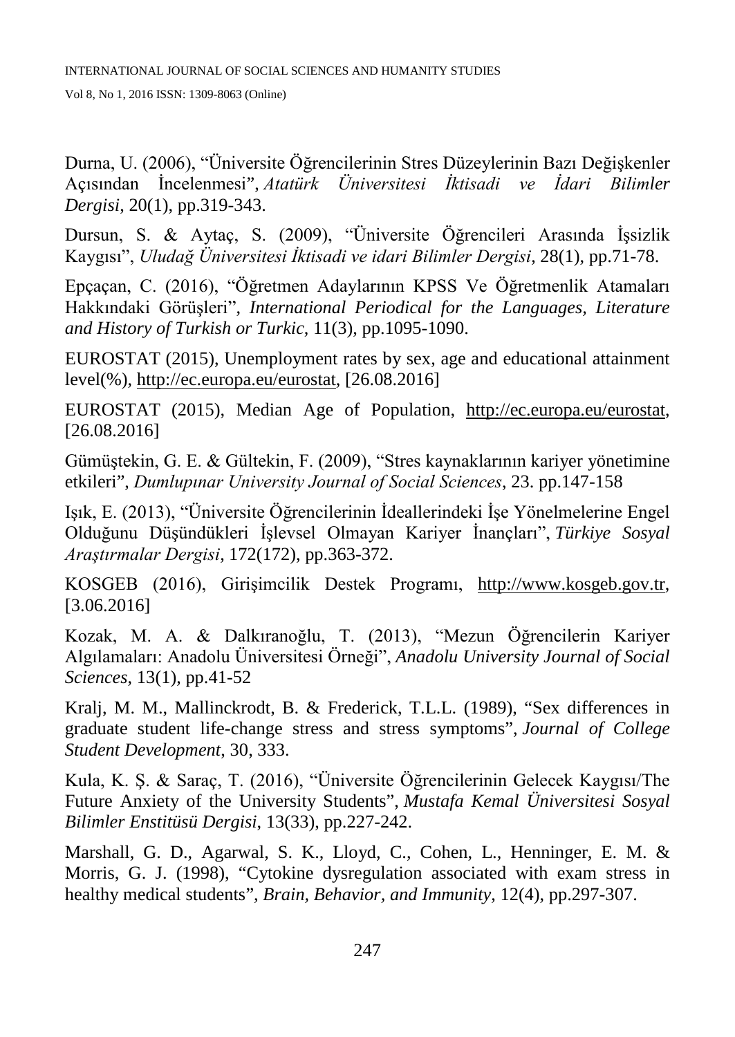Durna, U. (2006), "Üniversite Öğrencilerinin Stres Düzeylerinin Bazı Değişkenler Açısından İncelenmesi", *Atatürk Üniversitesi İktisadi ve İdari Bilimler Dergisi*, 20(1), pp.319-343.

Dursun, S. & Aytaç, S. (2009), "Üniversite Öğrencileri Arasında İşsizlik Kaygısı", *Uludağ Üniversitesi İktisadi ve idari Bilimler Dergisi*, 28(1), pp.71-78.

Epçaçan, C. (2016), "Öğretmen Adaylarının KPSS Ve Öğretmenlik Atamaları Hakkındaki Görüşleri", *International Periodical for the Languages, Literature and History of Turkish or Turkic*, 11(3), pp.1095-1090.

EUROSTAT (2015), Unemployment rates by sex, age and educational attainment level(%), http://ec.europa.eu/eurostat, [26.08.2016]

EUROSTAT (2015), Median Age of Population, http://ec.europa.eu/eurostat, [26.08.2016]

Gümüştekin, G. E. & Gültekin, F. (2009), "Stres kaynaklarının kariyer yönetimine etkileri", *Dumlupınar University Journal of Social Sciences*, 23. pp.147-158

Işık, E. (2013), "Üniversite Öğrencilerinin İdeallerindeki İşe Yönelmelerine Engel Olduğunu Düşündükleri İşlevsel Olmayan Kariyer İnançları", *Türkiye Sosyal Araştırmalar Dergisi*, 172(172), pp.363-372.

KOSGEB (2016), Girişimcilik Destek Programı, http://www.kosgeb.gov.tr, [3.06.2016]

Kozak, M. A. & Dalkıranoğlu, T. (2013), "Mezun Öğrencilerin Kariyer Algılamaları: Anadolu Üniversitesi Örneği", *Anadolu University Journal of Social Sciences*, 13(1), pp.41-52

Kralj, M. M., Mallinckrodt, B. & Frederick, T.L.L. (1989), "Sex differences in graduate student life-change stress and stress symptoms", *Journal of College Student Development*, 30, 333.

Kula, K. Ş. & Saraç, T. (2016), "Üniversite Öğrencilerinin Gelecek Kaygısı/The Future Anxiety of the University Students", *Mustafa Kemal Üniversitesi Sosyal Bilimler Enstitüsü Dergisi*, 13(33), pp.227-242.

Marshall, G. D., Agarwal, S. K., Lloyd, C., Cohen, L., Henninger, E. M. & Morris, G. J. (1998), "Cytokine dysregulation associated with exam stress in healthy medical students", *Brain, Behavior, and Immunity*, 12(4), pp.297-307.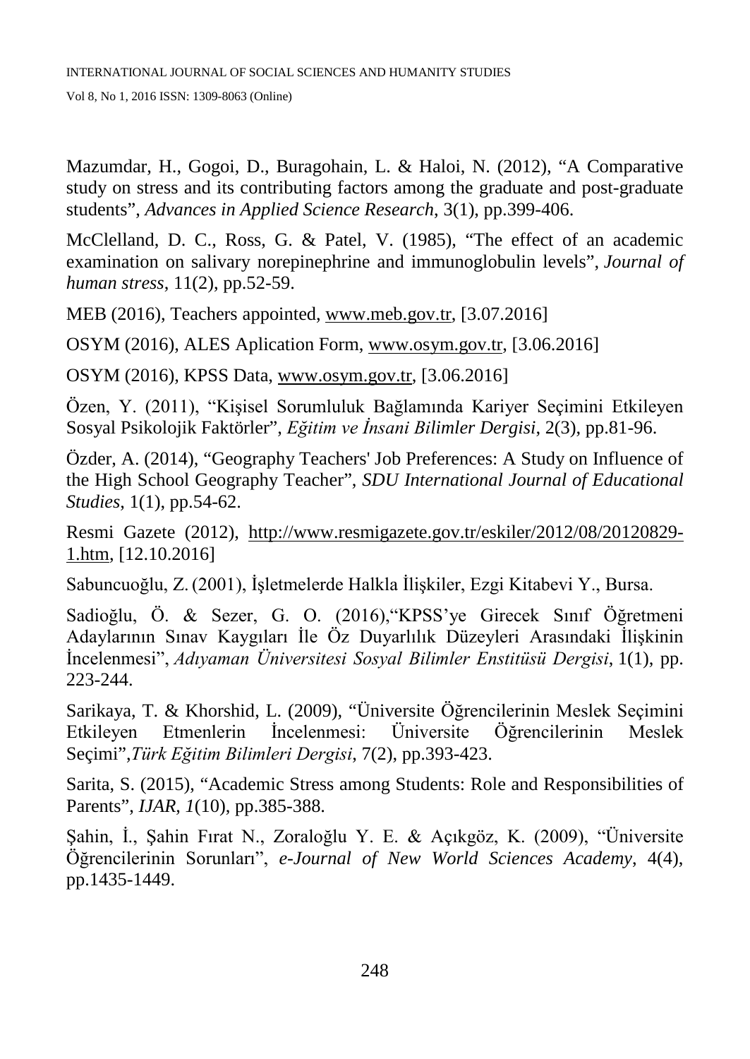Mazumdar, H., Gogoi, D., Buragohain, L. & Haloi, N. (2012), "A Comparative study on stress and its contributing factors among the graduate and post-graduate students", *Advances in Applied Science Research*, 3(1), pp.399-406.

McClelland, D. C., Ross, G. & Patel, V. (1985), "The effect of an academic examination on salivary norepinephrine and immunoglobulin levels", *Journal of human stress*, 11(2), pp.52-59.

MEB (2016), Teachers appointed, www.meb.gov.tr, [3.07.2016]

OSYM (2016), ALES Aplication Form, www.osym.gov.tr, [3.06.2016]

OSYM (2016), KPSS Data, www.osym.gov.tr, [3.06.2016]

Özen, Y. (2011), "Kişisel Sorumluluk Bağlamında Kariyer Seçimini Etkileyen Sosyal Psikolojik Faktörler", *Eğitim ve İnsani Bilimler Dergisi*, 2(3), pp.81-96.

Özder, A. (2014), "Geography Teachers' Job Preferences: A Study on Influence of the High School Geography Teacher", *SDU International Journal of Educational Studies*, 1(1), pp.54-62.

Resmi Gazete (2012), http://www.resmigazete.gov.tr/eskiler/2012/08/20120829-1.htm, [12.10.2016]

Sabuncuoğlu, Z. (2001), İşletmelerde Halkla İlişkiler, Ezgi Kitabevi Y., Bursa.

Sadioğlu, Ö. & Sezer, G. O. (2016),"KPSS'ye Girecek Sınıf Öğretmeni Adaylarının Sınav Kaygıları İle Öz Duyarlılık Düzeyleri Arasındaki İlişkinin İncelenmesi", *Adıyaman Üniversitesi Sosyal Bilimler Enstitüsü Dergisi*, 1(1), pp. 223-244.

Sarikaya, T. & Khorshid, L. (2009), "Üniversite Öğrencilerinin Meslek Seçimini Etkileyen Etmenlerin İncelenmesi: Üniversite Öğrencilerinin Meslek Seçimi",*Türk Eğitim Bilimleri Dergisi*, 7(2), pp.393-423.

Sarita, S. (2015), "Academic Stress among Students: Role and Responsibilities of Parents", *IJAR*, *1*(10), pp.385-388.

Şahin, İ., Şahin Fırat N., Zoraloğlu Y. E. & Açıkgöz, K. (2009), "Üniversite Öğrencilerinin Sorunları", *e-Journal of New World Sciences Academy*, 4(4), pp.1435-1449.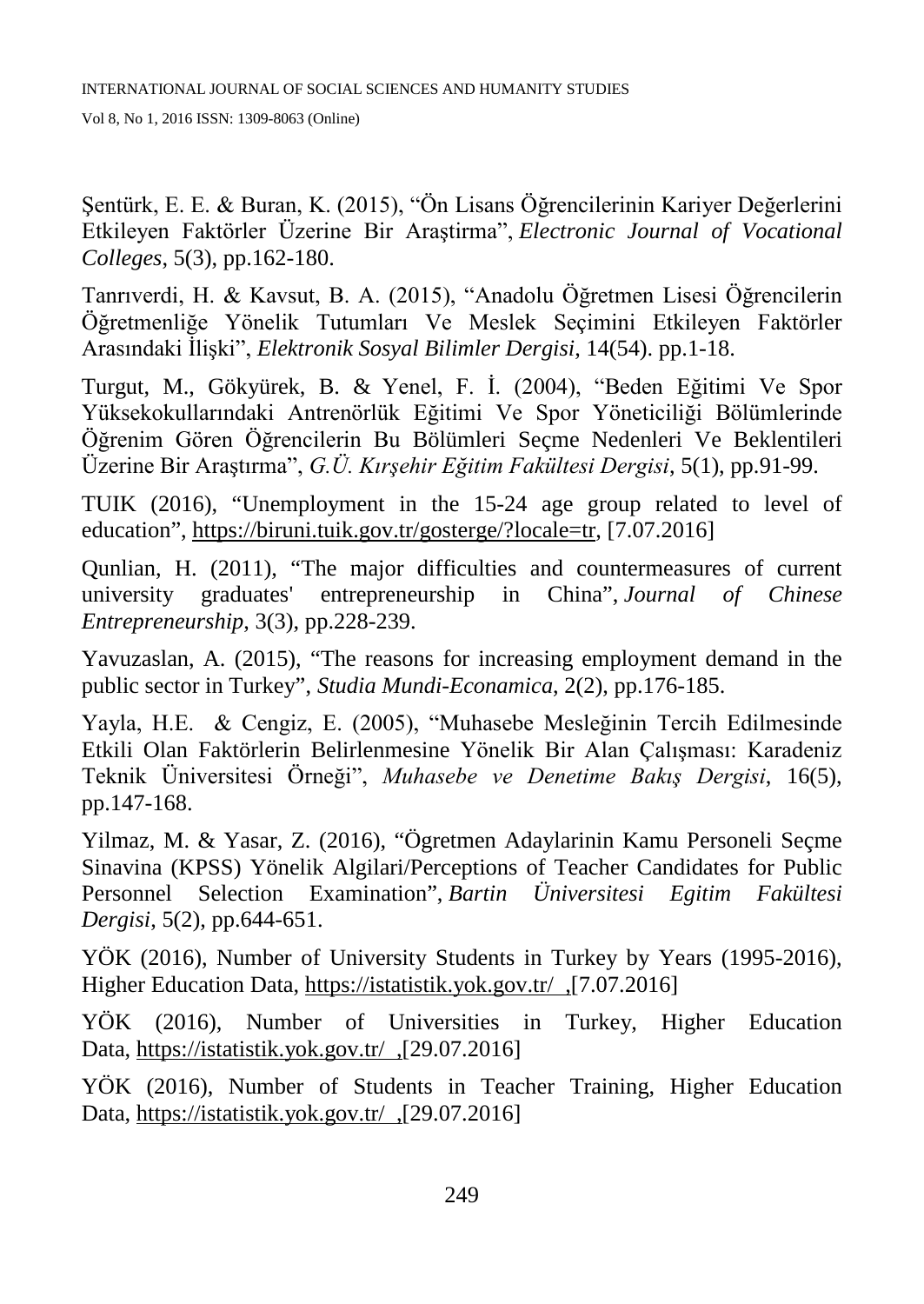Şentürk, E. E. & Buran, K. (2015), "Ön Lisans Öğrencilerinin Kariyer Değerlerini Etkileyen Faktörler Üzerine Bir Araştirma", *Electronic Journal of Vocational Colleges*, 5(3), pp.162-180.

Tanrıverdi, H. & Kavsut, B. A. (2015), "Anadolu Öğretmen Lisesi Öğrencilerin Öğretmenliğe Yönelik Tutumları Ve Meslek Seçimini Etkileyen Faktörler Arasındaki İlişki", *Elektronik Sosyal Bilimler Dergisi*, 14(54). pp.1-18.

Turgut, M., Gökyürek, B. & Yenel, F. İ. (2004), "Beden Eğitimi Ve Spor Yüksekokullarındaki Antrenörlük Eğitimi Ve Spor Yöneticiliği Bölümlerinde Öğrenim Gören Öğrencilerin Bu Bölümleri Seçme Nedenleri Ve Beklentileri Üzerine Bir Araştırma", *G.Ü. Kırşehir Eğitim Fakültesi Dergisi*, 5(1), pp.91-99.

TUIK (2016), "Unemployment in the 15-24 age group related to level of education", https://biruni.tuik.gov.tr/gosterge/?locale=tr, [7.07.2016]

Qunlian, H. (2011), "The major difficulties and countermeasures of current university graduates' entrepreneurship in China", *Journal of Chinese Entrepreneurship*, 3(3), pp.228-239.

Yavuzaslan, A. (2015), "The reasons for increasing employment demand in the public sector in Turkey", *Studia Mundi-Econamica*, 2(2), pp.176-185.

Yayla, H.E. & Cengiz, E. (2005), "Muhasebe Mesleğinin Tercih Edilmesinde Etkili Olan Faktörlerin Belirlenmesine Yönelik Bir Alan Çalışması: Karadeniz Teknik Üniversitesi Örneği", *Muhasebe ve Denetime Bakış Dergisi*, 16(5), pp.147-168.

Yilmaz, M. & Yasar, Z. (2016), "Ögretmen Adaylarinin Kamu Personeli Seçme Sinavina (KPSS) Yönelik Algilari/Perceptions of Teacher Candidates for Public Personnel Selection Examination", *Bartin Üniversitesi Egitim Fakültesi Dergisi*, 5(2), pp.644-651.

YÖK (2016), Number of University Students in Turkey by Years (1995-2016), Higher Education Data, https://istatistik.yok.gov.tr/ ,[7.07.2016]

YÖK (2016), Number of Universities in Turkey, Higher Education Data, https://istatistik.yok.gov.tr/ ,[29.07.2016]

YÖK (2016), Number of Students in Teacher Training, Higher Education Data, https://istatistik.yok.gov.tr/ ,[29.07.2016]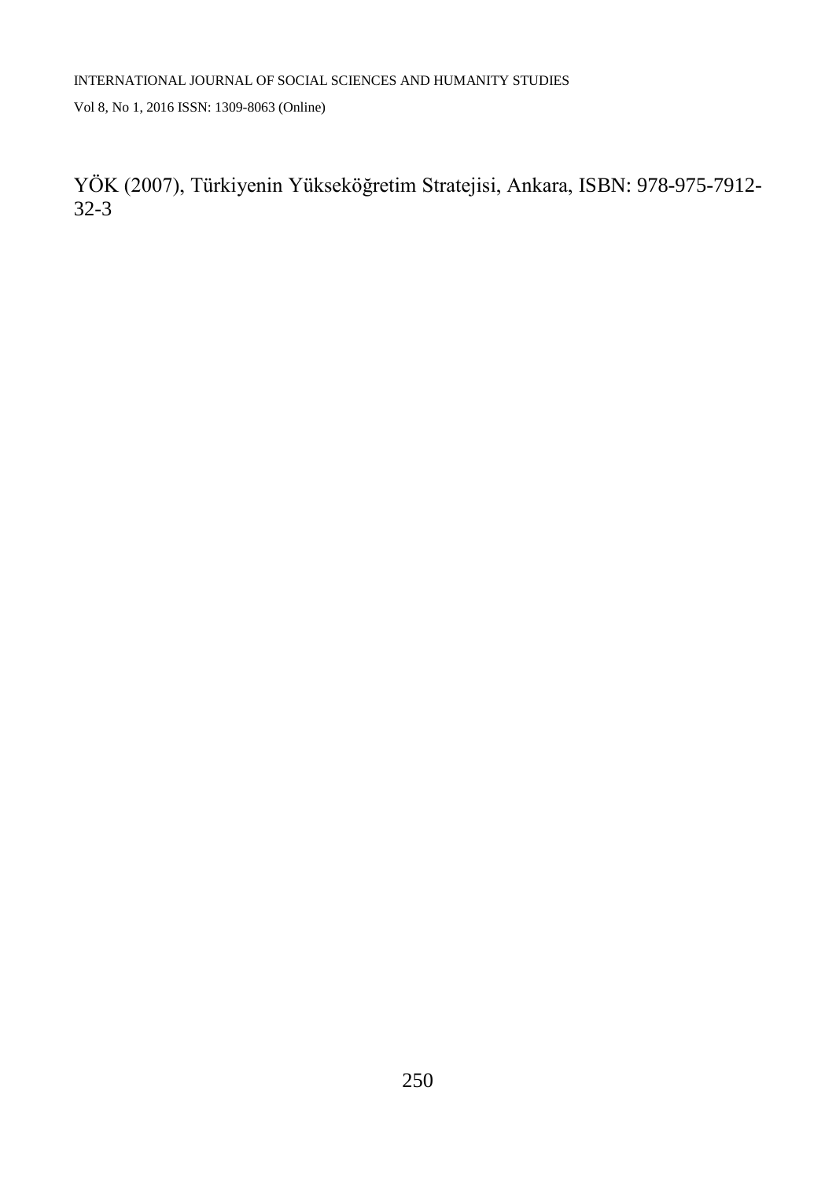YÖK (2007), Türkiyenin Yükseköğretim Stratejisi, Ankara, ISBN: 978-975-7912-32-3